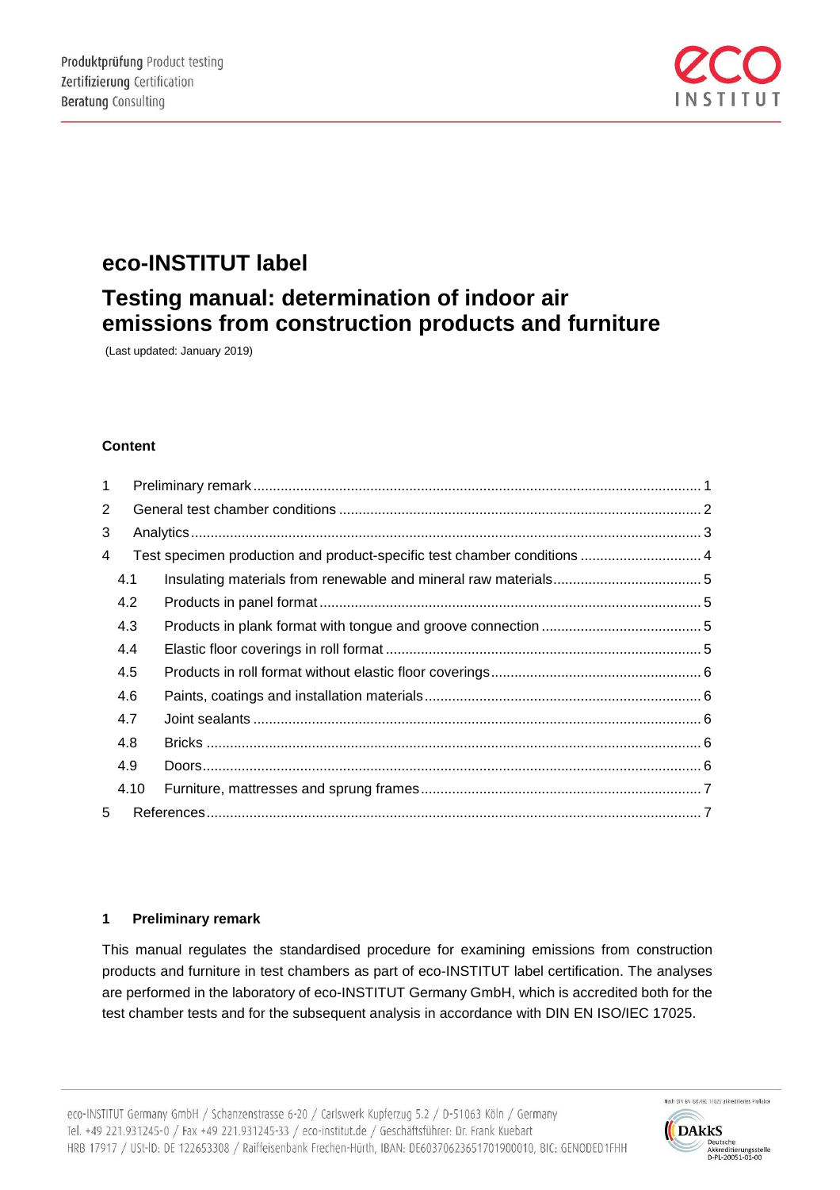# eco-INSTITUT label

## Testing manual: determination of indoor air emissions from construction products and furniture

(Last updated: January 2019)

**Content**

| | | |
|---|---|---|
| 1 | Preliminary remark | 1 |
| 2 | General test chamber conditions | 2 |
| 3 | Analytics | 3 |
| 4 | Test specimen production and product-specific test chamber conditions | 4 |
| 4.1 | Insulating materials from renewable and mineral raw materials | 5 |
| 4.2 | Products in panel format | 5 |
| 4.3 | Products in plank format with tongue and groove connection | 5 |
| 4.4 | Elastic floor coverings in roll format | 5 |
| 4.5 | Products in roll format without elastic floor coverings | 6 |
| 4.6 | Paints, coatings and installation materials | 6 |
| 4.7 | Joint sealants | 6 |
| 4.8 | Bricks | 6 |
| 4.9 | Doors | 6 |
| 4.10 | Furniture, mattresses and sprung frames | 7 |
| 5 | References | 7 |

### 1 Preliminary remark

This manual regulates the standardised procedure for examining emissions from construction products and furniture in test chambers as part of eco-INSTITUT label certification. The analyses are performed in the laboratory of eco-INSTITUT Germany GmbH, which is accredited both for the test chamber tests and for the subsequent analysis in accordance with DIN EN ISO/IEC 17025.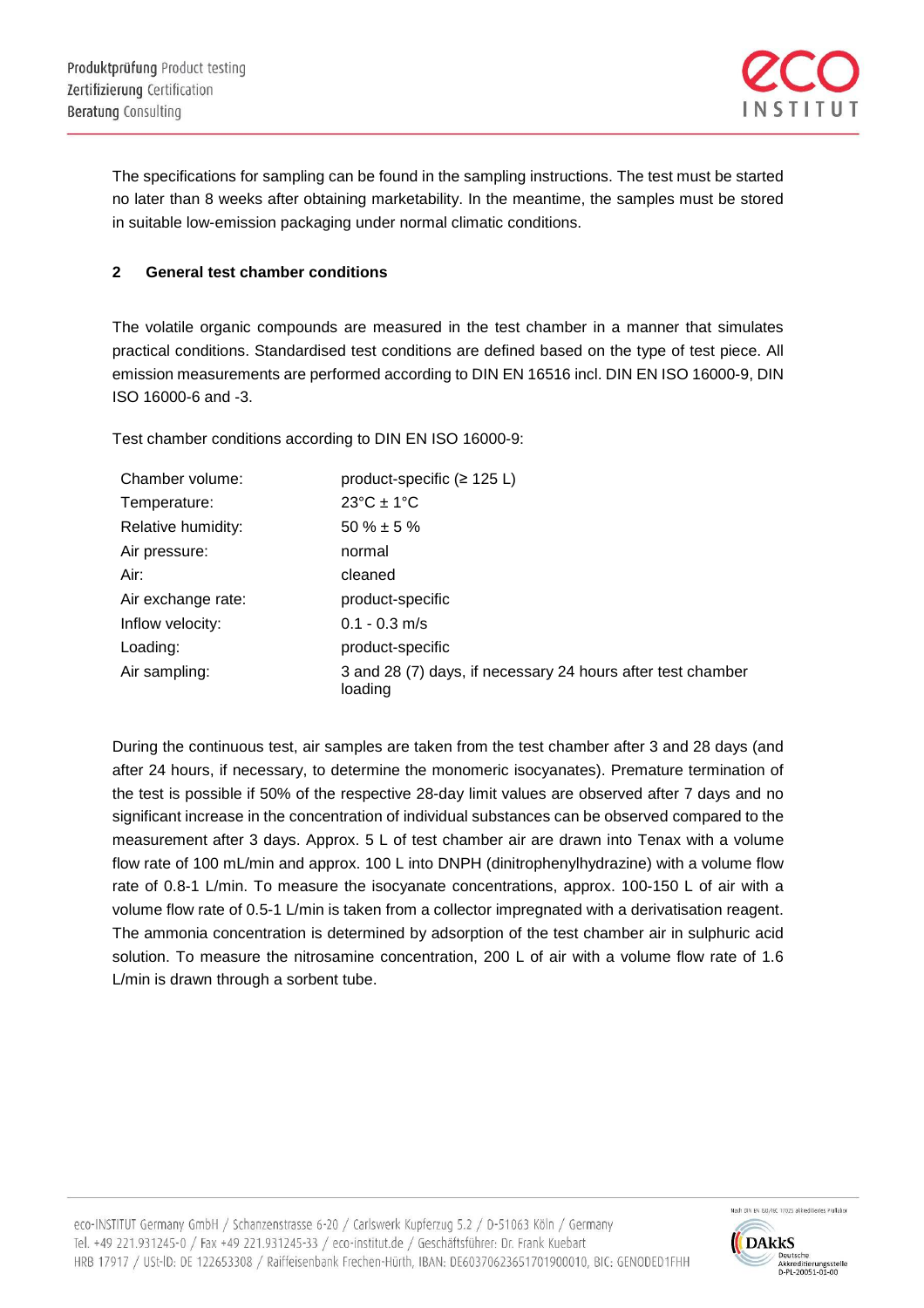The specifications for sampling can be found in the sampling instructions. The test must be started no later than 8 weeks after obtaining marketability. In the meantime, the samples must be stored in suitable low-emission packaging under normal climatic conditions.

## 2 General test chamber conditions

The volatile organic compounds are measured in the test chamber in a manner that simulates practical conditions. Standardised test conditions are defined based on the type of test piece. All emission measurements are performed according to DIN EN 16516 incl. DIN EN ISO 16000-9, DIN ISO 16000-6 and -3.

Test chamber conditions according to DIN EN ISO 16000-9:

| | |
|---|---|
| Chamber volume: | product-specific (≥ 125 L) |
| Temperature: | 23°C ± 1°C |
| Relative humidity: | 50 % ± 5 % |
| Air pressure: | normal |
| Air: | cleaned |
| Air exchange rate: | product-specific |
| Inflow velocity: | 0.1 - 0.3 m/s |
| Loading: | product-specific |
| Air sampling: | 3 and 28 (7) days, if necessary 24 hours after test chamber loading |

During the continuous test, air samples are taken from the test chamber after 3 and 28 days (and after 24 hours, if necessary, to determine the monomeric isocyanates). Premature termination of the test is possible if 50% of the respective 28-day limit values are observed after 7 days and no significant increase in the concentration of individual substances can be observed compared to the measurement after 3 days. Approx. 5 L of test chamber air are drawn into Tenax with a volume flow rate of 100 mL/min and approx. 100 L into DNPH (dinitrophenylhydrazine) with a volume flow rate of 0.8-1 L/min. To measure the isocyanate concentrations, approx. 100-150 L of air with a volume flow rate of 0.5-1 L/min is taken from a collector impregnated with a derivatisation reagent. The ammonia concentration is determined by adsorption of the test chamber air in sulphuric acid solution. To measure the nitrosamine concentration, 200 L of air with a volume flow rate of 1.6 L/min is drawn through a sorbent tube.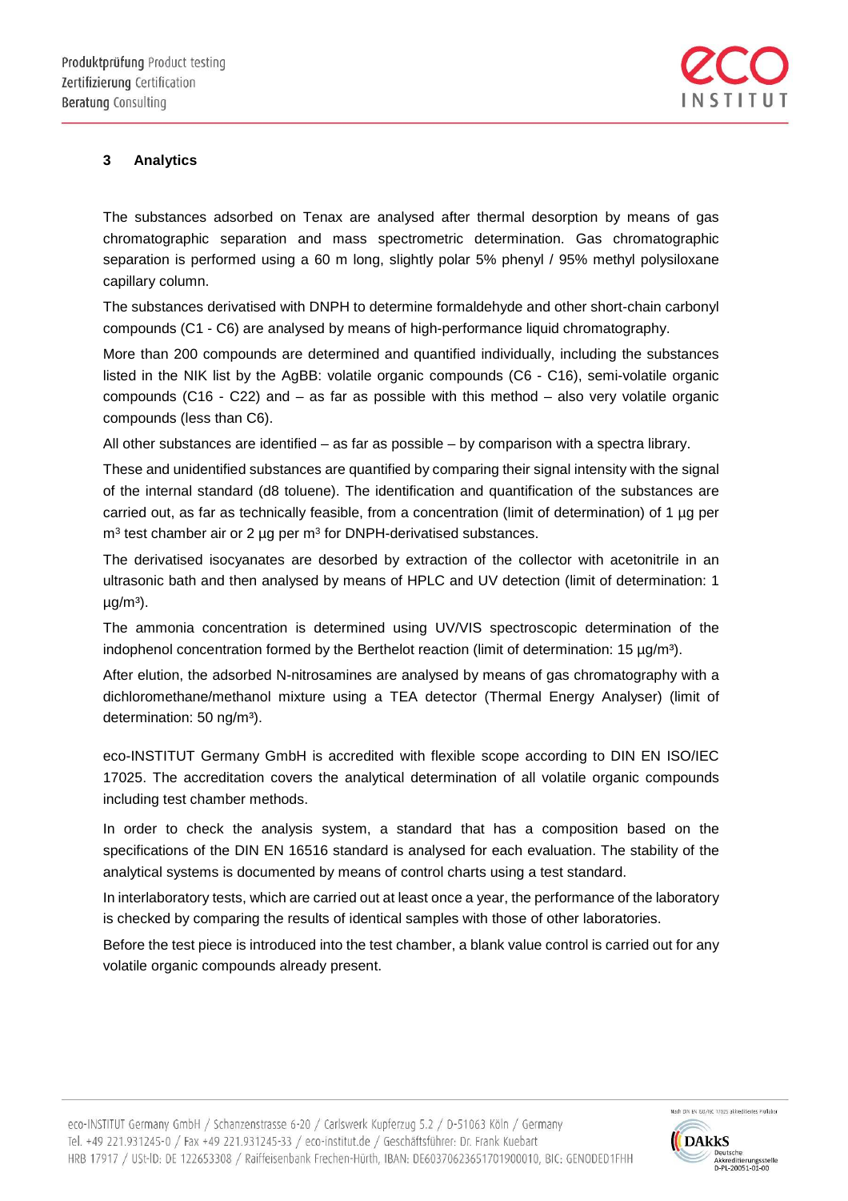## 3 Analytics

The substances adsorbed on Tenax are analysed after thermal desorption by means of gas chromatographic separation and mass spectrometric determination. Gas chromatographic separation is performed using a 60 m long, slightly polar 5% phenyl / 95% methyl polysiloxane capillary column.

The substances derivatised with DNPH to determine formaldehyde and other short-chain carbonyl compounds (C1 - C6) are analysed by means of high-performance liquid chromatography.

More than 200 compounds are determined and quantified individually, including the substances listed in the NIK list by the AgBB: volatile organic compounds (C6 - C16), semi-volatile organic compounds (C16 - C22) and – as far as possible with this method – also very volatile organic compounds (less than C6).

All other substances are identified – as far as possible – by comparison with a spectra library.

These and unidentified substances are quantified by comparing their signal intensity with the signal of the internal standard (d8 toluene). The identification and quantification of the substances are carried out, as far as technically feasible, from a concentration (limit of determination) of 1 µg per $m^3$ test chamber air or 2 µg per $m^3$ for DNPH-derivatised substances.

The derivatised isocyanates are desorbed by extraction of the collector with acetonitrile in an ultrasonic bath and then analysed by means of HPLC and UV detection (limit of determination: 1 µg/$m^3$).

The ammonia concentration is determined using UV/VIS spectroscopic determination of the indophenol concentration formed by the Berthelot reaction (limit of determination: 15 µg/$m^3$).

After elution, the adsorbed N-nitrosamines are analysed by means of gas chromatography with a dichloromethane/methanol mixture using a TEA detector (Thermal Energy Analyser) (limit of determination: 50 ng/$m^3$).

eco-INSTITUT Germany GmbH is accredited with flexible scope according to DIN EN ISO/IEC 17025. The accreditation covers the analytical determination of all volatile organic compounds including test chamber methods.

In order to check the analysis system, a standard that has a composition based on the specifications of the DIN EN 16516 standard is analysed for each evaluation. The stability of the analytical systems is documented by means of control charts using a test standard.

In interlaboratory tests, which are carried out at least once a year, the performance of the laboratory is checked by comparing the results of identical samples with those of other laboratories.

Before the test piece is introduced into the test chamber, a blank value control is carried out for any volatile organic compounds already present.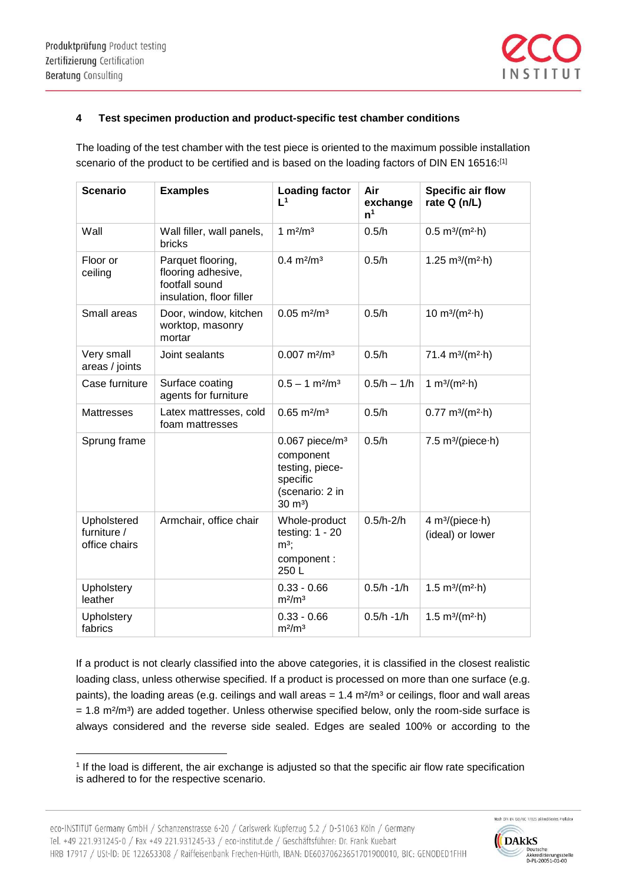## 4 Test specimen production and product-specific test chamber conditions

The loading of the test chamber with the test piece is oriented to the maximum possible installation scenario of the product to be certified and is based on the loading factors of DIN EN 16516:[1]

| Scenario | Examples | Loading factor L[1] | Air exchange n[1] | Specific air flow rate Q (n/L) |
|---|---|---|---|---|
| Wall | Wall filler, wall panels, bricks | 1 m²/m³ | 0.5/h | 0.5 m³/(m²·h) |
| Floor or ceiling | Parquet flooring, flooring adhesive, footfall sound insulation, floor filler | 0.4 m²/m³ | 0.5/h | 1.25 m³/(m²·h) |
| Small areas | Door, window, kitchen worktop, masonry mortar | 0.05 m²/m³ | 0.5/h | 10 m³/(m²·h) |
| Very small areas / joints | Joint sealants | 0.007 m²/m³ | 0.5/h | 71.4 m³/(m²·h) |
| Case furniture | Surface coating agents for furniture | 0.5 – 1 m²/m³ | 0.5/h – 1/h | 1 m³/(m²·h) |
| Mattresses | Latex mattresses, cold foam mattresses | 0.65 m²/m³ | 0.5/h | 0.77 m³/(m²·h) |
| Sprung frame | | 0.067 piece/m³ component testing, piece-specific (scenario: 2 in 30 m³) | 0.5/h | 7.5 m³/(piece·h) |
| Upholstered furniture / office chairs | Armchair, office chair | Whole-product testing: 1 - 20 m³; component : 250 L | 0.5/h-2/h | 4 m³/(piece·h) (ideal) or lower |
| Upholstery leather | | 0.33 - 0.66 m²/m³ | 0.5/h -1/h | 1.5 m³/(m²·h) |
| Upholstery fabrics | | 0.33 - 0.66 m²/m³ | 0.5/h -1/h | 1.5 m³/(m²·h) |

If a product is not clearly classified into the above categories, it is classified in the closest realistic loading class, unless otherwise specified. If a product is processed on more than one surface (e.g. paints), the loading areas (e.g. ceilings and wall areas = 1.4 m²/m³ or ceilings, floor and wall areas = 1.8 m²/m³) are added together. Unless otherwise specified below, only the room-side surface is always considered and the reverse side sealed. Edges are sealed 100% or according to the

[1] If the load is different, the air exchange is adjusted so that the specific air flow rate specification is adhered to for the respective scenario.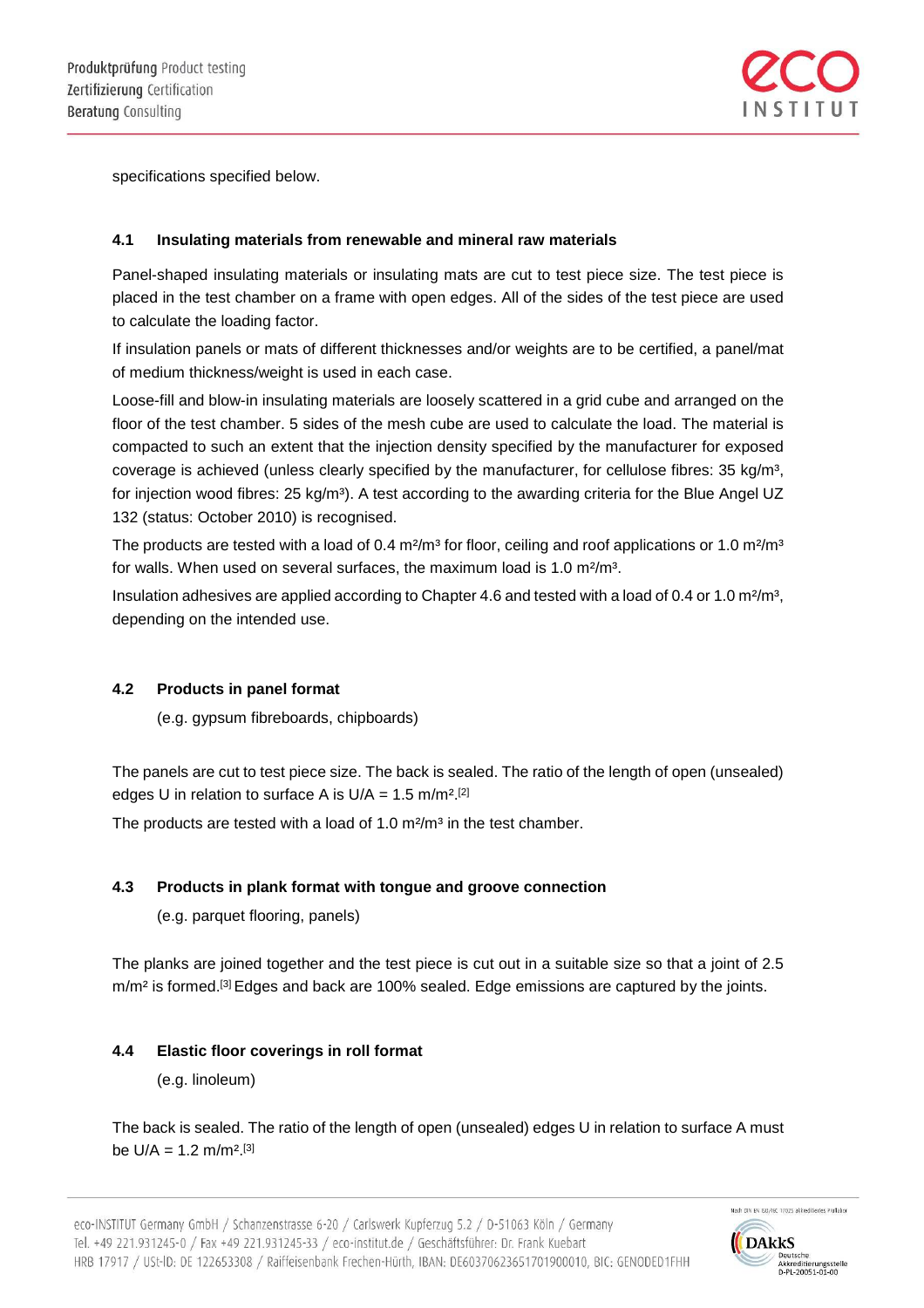specifications specified below.

### 4.1 Insulating materials from renewable and mineral raw materials

Panel-shaped insulating materials or insulating mats are cut to test piece size. The test piece is placed in the test chamber on a frame with open edges. All of the sides of the test piece are used to calculate the loading factor.

If insulation panels or mats of different thicknesses and/or weights are to be certified, a panel/mat of medium thickness/weight is used in each case.

Loose-fill and blow-in insulating materials are loosely scattered in a grid cube and arranged on the floor of the test chamber. 5 sides of the mesh cube are used to calculate the load. The material is compacted to such an extent that the injection density specified by the manufacturer for exposed coverage is achieved (unless clearly specified by the manufacturer, for cellulose fibres: 35 kg/m³, for injection wood fibres: 25 kg/m³). A test according to the awarding criteria for the Blue Angel UZ 132 (status: October 2010) is recognised.

The products are tested with a load of 0.4 m²/m³ for floor, ceiling and roof applications or 1.0 m²/m³ for walls. When used on several surfaces, the maximum load is 1.0 m²/m³.

Insulation adhesives are applied according to Chapter 4.6 and tested with a load of 0.4 or 1.0 m²/m³, depending on the intended use.

### 4.2 Products in panel format

(e.g. gypsum fibreboards, chipboards)

The panels are cut to test piece size. The back is sealed. The ratio of the length of open (unsealed) edges U in relation to surface A is U/A = 1.5 m/m².[2]

The products are tested with a load of 1.0 m²/m³ in the test chamber.

### 4.3 Products in plank format with tongue and groove connection

(e.g. parquet flooring, panels)

The planks are joined together and the test piece is cut out in a suitable size so that a joint of 2.5 m/m² is formed.[3] Edges and back are 100% sealed. Edge emissions are captured by the joints.

### 4.4 Elastic floor coverings in roll format

(e.g. linoleum)

The back is sealed. The ratio of the length of open (unsealed) edges U in relation to surface A must be U/A = 1.2 m/m².[3]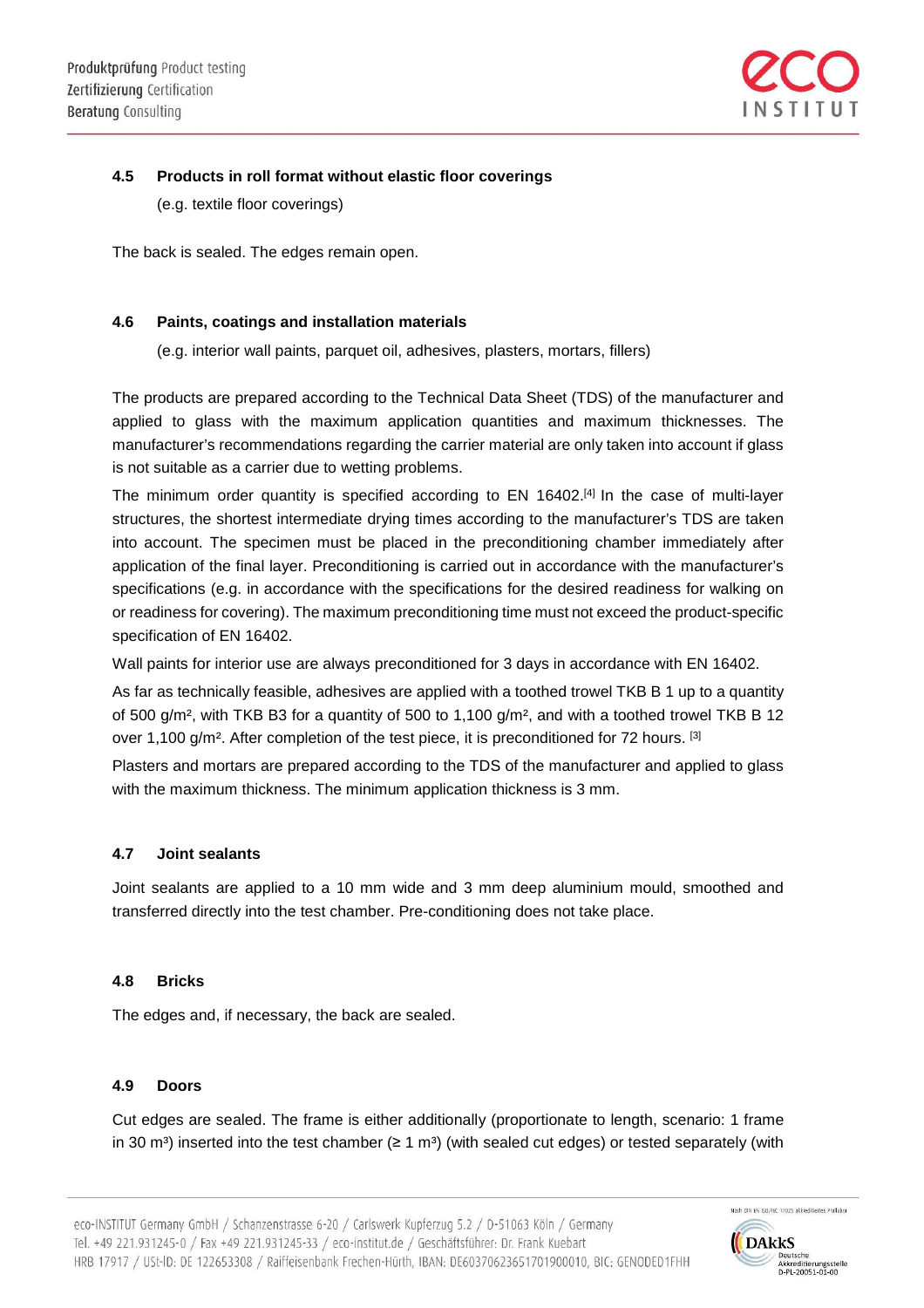### 4.5 Products in roll format without elastic floor coverings

(e.g. textile floor coverings)

The back is sealed. The edges remain open.

### 4.6 Paints, coatings and installation materials

(e.g. interior wall paints, parquet oil, adhesives, plasters, mortars, fillers)

The products are prepared according to the Technical Data Sheet (TDS) of the manufacturer and applied to glass with the maximum application quantities and maximum thicknesses. The manufacturer's recommendations regarding the carrier material are only taken into account if glass is not suitable as a carrier due to wetting problems.

The minimum order quantity is specified according to EN 16402.[4] In the case of multi-layer structures, the shortest intermediate drying times according to the manufacturer's TDS are taken into account. The specimen must be placed in the preconditioning chamber immediately after application of the final layer. Preconditioning is carried out in accordance with the manufacturer's specifications (e.g. in accordance with the specifications for the desired readiness for walking on or readiness for covering). The maximum preconditioning time must not exceed the product-specific specification of EN 16402.

Wall paints for interior use are always preconditioned for 3 days in accordance with EN 16402.

As far as technically feasible, adhesives are applied with a toothed trowel TKB B 1 up to a quantity of 500 g/m², with TKB B3 for a quantity of 500 to 1,100 g/m², and with a toothed trowel TKB B 12 over 1,100 g/m². After completion of the test piece, it is preconditioned for 72 hours. [3]

Plasters and mortars are prepared according to the TDS of the manufacturer and applied to glass with the maximum thickness. The minimum application thickness is 3 mm.

### 4.7 Joint sealants

Joint sealants are applied to a 10 mm wide and 3 mm deep aluminium mould, smoothed and transferred directly into the test chamber. Pre-conditioning does not take place.

### 4.8 Bricks

The edges and, if necessary, the back are sealed.

### 4.9 Doors

Cut edges are sealed. The frame is either additionally (proportionate to length, scenario: 1 frame in 30 m³) inserted into the test chamber (≥ 1 m³) (with sealed cut edges) or tested separately (with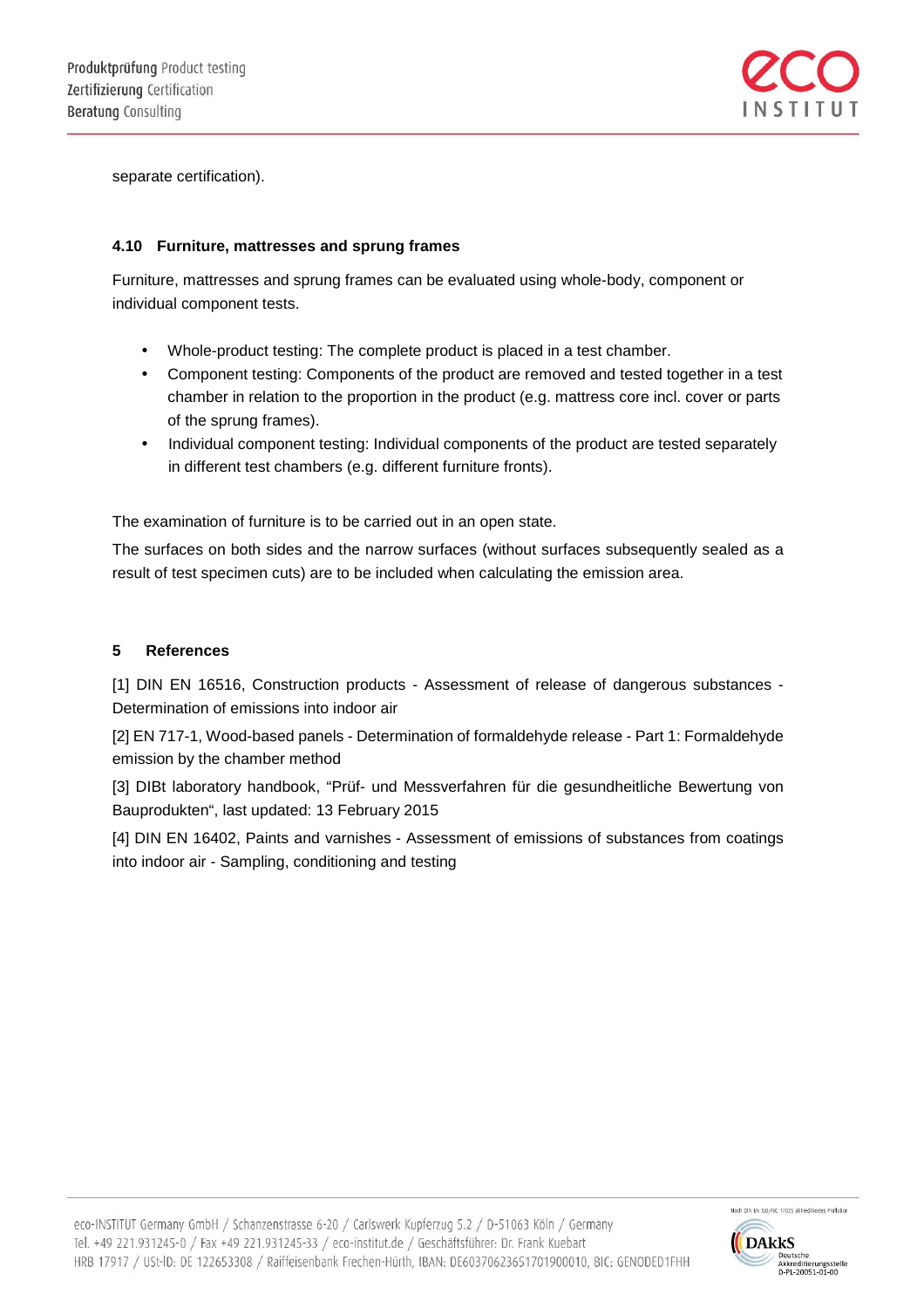separate certification).

### 4.10 Furniture, mattresses and sprung frames

Furniture, mattresses and sprung frames can be evaluated using whole-body, component or individual component tests.

- Whole-product testing: The complete product is placed in a test chamber.
- Component testing: Components of the product are removed and tested together in a test chamber in relation to the proportion in the product (e.g. mattress core incl. cover or parts of the sprung frames).
- Individual component testing: Individual components of the product are tested separately in different test chambers (e.g. different furniture fronts).

The examination of furniture is to be carried out in an open state.

The surfaces on both sides and the narrow surfaces (without surfaces subsequently sealed as a result of test specimen cuts) are to be included when calculating the emission area.

## 5 References

[1] DIN EN 16516, Construction products - Assessment of release of dangerous substances - Determination of emissions into indoor air

[2] EN 717-1, Wood-based panels - Determination of formaldehyde release - Part 1: Formaldehyde emission by the chamber method

[3] DIBt laboratory handbook, "Prüf- und Messverfahren für die gesundheitliche Bewertung von Bauprodukten", last updated: 13 February 2015

[4] DIN EN 16402, Paints and varnishes - Assessment of emissions of substances from coatings into indoor air - Sampling, conditioning and testing